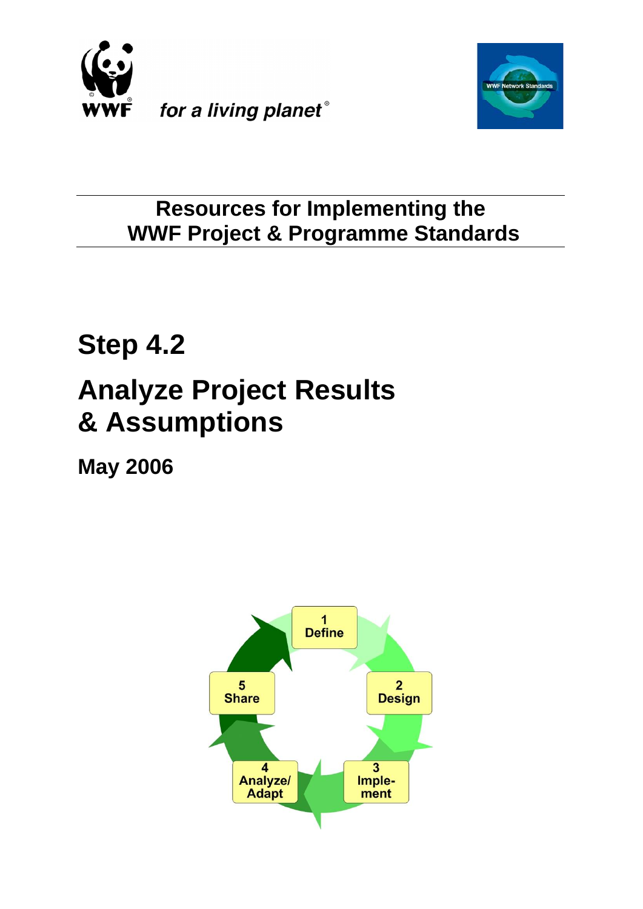WWF

*for a living planet*®

WWF Network Standards

## Resources for Implementing the WWF Project & Programme Standards

# Step 4.2

# Analyze Project Results & Assumptions

**May 2006**

1 Define

2 Design

3 Imple-ment

4 Analyze/ Adapt

5 Share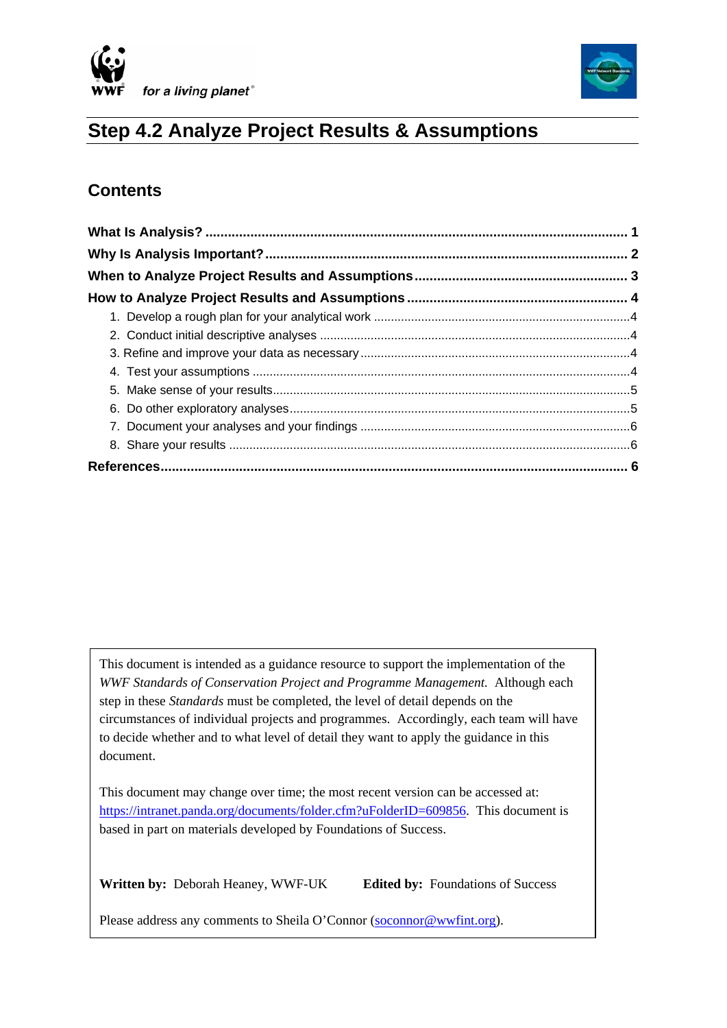# Step 4.2 Analyze Project Results & Assumptions

## Contents

**What Is Analysis?** ........ 1

**Why Is Analysis Important?** ........ 2

**When to Analyze Project Results and Assumptions** ........ 3

**How to Analyze Project Results and Assumptions** ........ 4

1. Develop a rough plan for your analytical work ........ 4
2. Conduct initial descriptive analyses ........ 4
3. Refine and improve your data as necessary ........ 4
4. Test your assumptions ........ 4
5. Make sense of your results ........ 5
6. Do other exploratory analyses ........ 5
7. Document your analyses and your findings ........ 6
8. Share your results ........ 6

**References** ........ 6

---

This document is intended as a guidance resource to support the implementation of the *WWF Standards of Conservation Project and Programme Management.* Although each step in these *Standards* must be completed, the level of detail depends on the circumstances of individual projects and programmes. Accordingly, each team will have to decide whether and to what level of detail they want to apply the guidance in this document.

This document may change over time; the most recent version can be accessed at: https://intranet.panda.org/documents/folder.cfm?uFolderID=609856. This document is based in part on materials developed by Foundations of Success.

**Written by:** Deborah Heaney, WWF-UK **Edited by:** Foundations of Success

Please address any comments to Sheila O'Connor (soconnor@wwfint.org).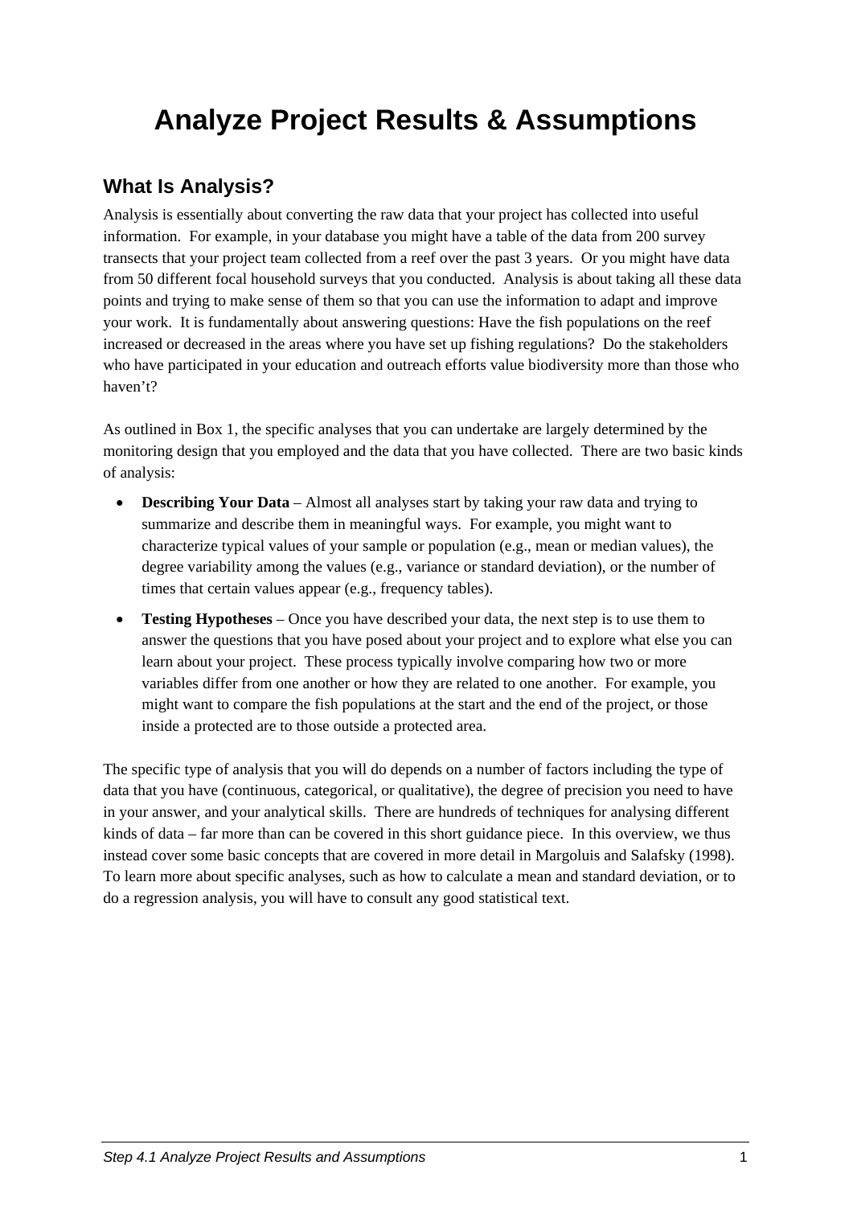# Analyze Project Results & Assumptions

## What Is Analysis?

Analysis is essentially about converting the raw data that your project has collected into useful information. For example, in your database you might have a table of the data from 200 survey transects that your project team collected from a reef over the past 3 years. Or you might have data from 50 different focal household surveys that you conducted. Analysis is about taking all these data points and trying to make sense of them so that you can use the information to adapt and improve your work. It is fundamentally about answering questions: Have the fish populations on the reef increased or decreased in the areas where you have set up fishing regulations? Do the stakeholders who have participated in your education and outreach efforts value biodiversity more than those who haven't?

As outlined in Box 1, the specific analyses that you can undertake are largely determined by the monitoring design that you employed and the data that you have collected. There are two basic kinds of analysis:

- **Describing Your Data** – Almost all analyses start by taking your raw data and trying to summarize and describe them in meaningful ways. For example, you might want to characterize typical values of your sample or population (e.g., mean or median values), the degree variability among the values (e.g., variance or standard deviation), or the number of times that certain values appear (e.g., frequency tables).
- **Testing Hypotheses** – Once you have described your data, the next step is to use them to answer the questions that you have posed about your project and to explore what else you can learn about your project. These process typically involve comparing how two or more variables differ from one another or how they are related to one another. For example, you might want to compare the fish populations at the start and the end of the project, or those inside a protected are to those outside a protected area.

The specific type of analysis that you will do depends on a number of factors including the type of data that you have (continuous, categorical, or qualitative), the degree of precision you need to have in your answer, and your analytical skills. There are hundreds of techniques for analysing different kinds of data – far more than can be covered in this short guidance piece. In this overview, we thus instead cover some basic concepts that are covered in more detail in Margoluis and Salafsky (1998). To learn more about specific analyses, such as how to calculate a mean and standard deviation, or to do a regression analysis, you will have to consult any good statistical text.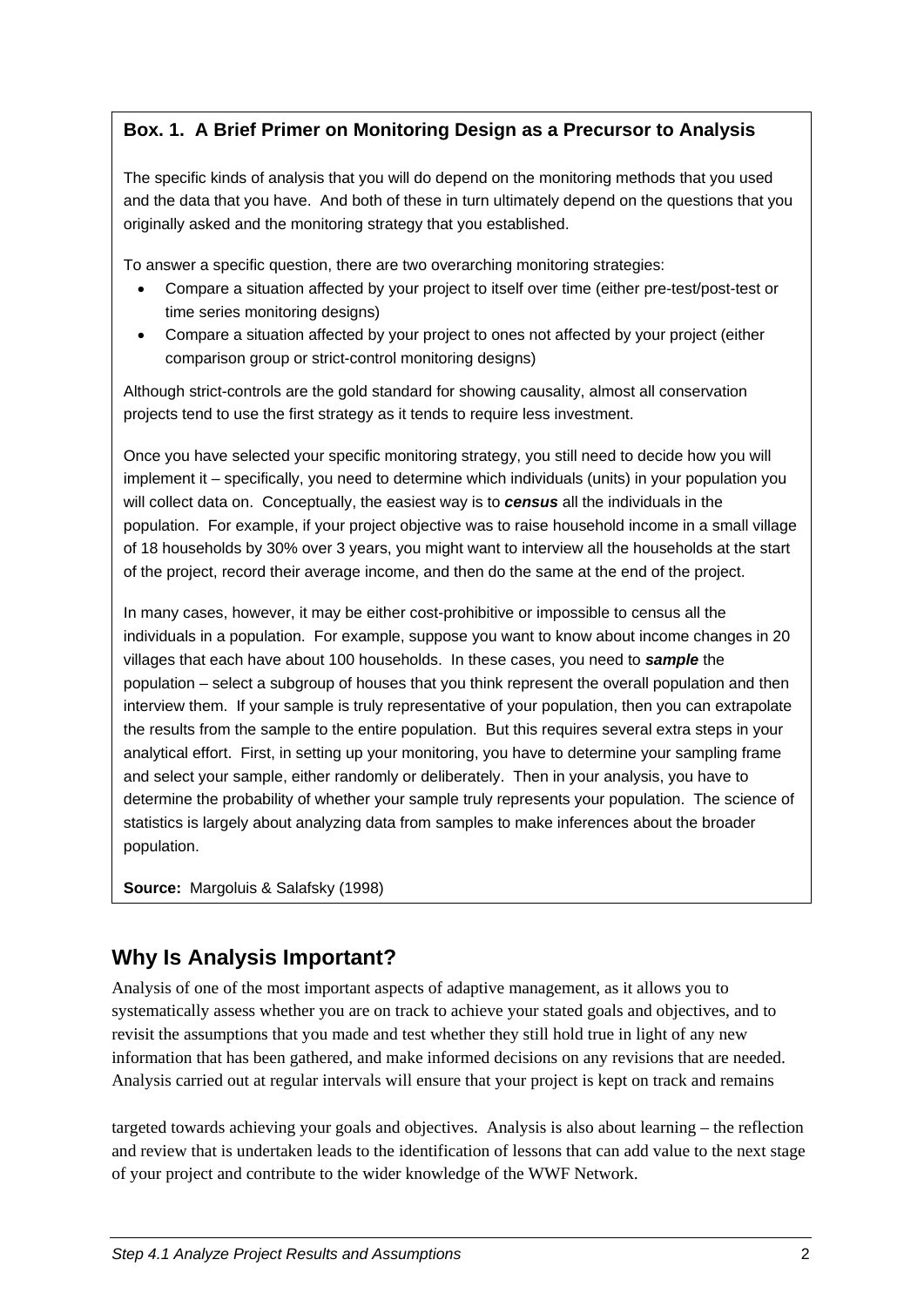### Box. 1. A Brief Primer on Monitoring Design as a Precursor to Analysis

The specific kinds of analysis that you will do depend on the monitoring methods that you used and the data that you have. And both of these in turn ultimately depend on the questions that you originally asked and the monitoring strategy that you established.

To answer a specific question, there are two overarching monitoring strategies:

- Compare a situation affected by your project to itself over time (either pre-test/post-test or time series monitoring designs)
- Compare a situation affected by your project to ones not affected by your project (either comparison group or strict-control monitoring designs)

Although strict-controls are the gold standard for showing causality, almost all conservation projects tend to use the first strategy as it tends to require less investment.

Once you have selected your specific monitoring strategy, you still need to decide how you will implement it – specifically, you need to determine which individuals (units) in your population you will collect data on. Conceptually, the easiest way is to ***census*** all the individuals in the population. For example, if your project objective was to raise household income in a small village of 18 households by 30% over 3 years, you might want to interview all the households at the start of the project, record their average income, and then do the same at the end of the project.

In many cases, however, it may be either cost-prohibitive or impossible to census all the individuals in a population. For example, suppose you want to know about income changes in 20 villages that each have about 100 households. In these cases, you need to ***sample*** the population – select a subgroup of houses that you think represent the overall population and then interview them. If your sample is truly representative of your population, then you can extrapolate the results from the sample to the entire population. But this requires several extra steps in your analytical effort. First, in setting up your monitoring, you have to determine your sampling frame and select your sample, either randomly or deliberately. Then in your analysis, you have to determine the probability of whether your sample truly represents your population. The science of statistics is largely about analyzing data from samples to make inferences about the broader population.

**Source:** Margoluis & Salafsky (1998)

## Why Is Analysis Important?

Analysis of one of the most important aspects of adaptive management, as it allows you to systematically assess whether you are on track to achieve your stated goals and objectives, and to revisit the assumptions that you made and test whether they still hold true in light of any new information that has been gathered, and make informed decisions on any revisions that are needed. Analysis carried out at regular intervals will ensure that your project is kept on track and remains targeted towards achieving your goals and objectives. Analysis is also about learning – the reflection and review that is undertaken leads to the identification of lessons that can add value to the next stage of your project and contribute to the wider knowledge of the WWF Network.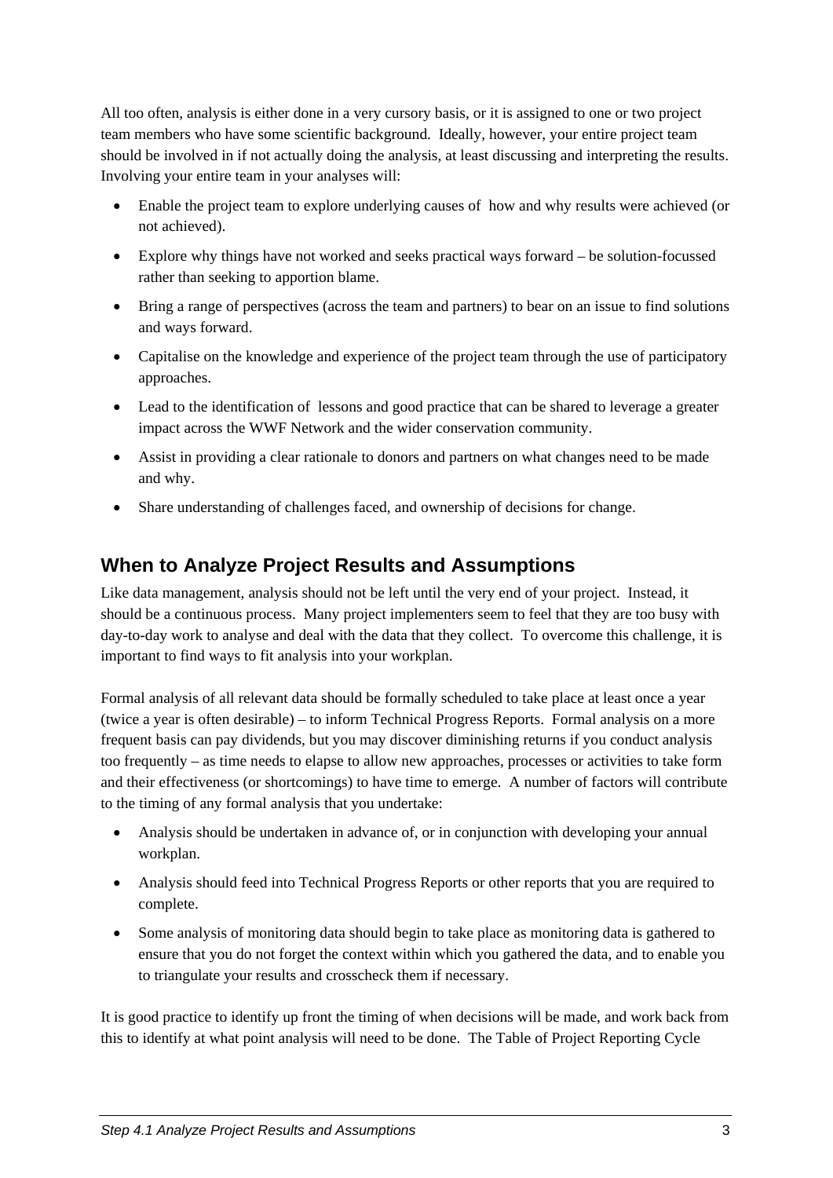All too often, analysis is either done in a very cursory basis, or it is assigned to one or two project team members who have some scientific background. Ideally, however, your entire project team should be involved in if not actually doing the analysis, at least discussing and interpreting the results. Involving your entire team in your analyses will:

- Enable the project team to explore underlying causes of how and why results were achieved (or not achieved).
- Explore why things have not worked and seeks practical ways forward – be solution-focussed rather than seeking to apportion blame.
- Bring a range of perspectives (across the team and partners) to bear on an issue to find solutions and ways forward.
- Capitalise on the knowledge and experience of the project team through the use of participatory approaches.
- Lead to the identification of lessons and good practice that can be shared to leverage a greater impact across the WWF Network and the wider conservation community.
- Assist in providing a clear rationale to donors and partners on what changes need to be made and why.
- Share understanding of challenges faced, and ownership of decisions for change.

## When to Analyze Project Results and Assumptions

Like data management, analysis should not be left until the very end of your project. Instead, it should be a continuous process. Many project implementers seem to feel that they are too busy with day-to-day work to analyse and deal with the data that they collect. To overcome this challenge, it is important to find ways to fit analysis into your workplan.

Formal analysis of all relevant data should be formally scheduled to take place at least once a year (twice a year is often desirable) – to inform Technical Progress Reports. Formal analysis on a more frequent basis can pay dividends, but you may discover diminishing returns if you conduct analysis too frequently – as time needs to elapse to allow new approaches, processes or activities to take form and their effectiveness (or shortcomings) to have time to emerge. A number of factors will contribute to the timing of any formal analysis that you undertake:

- Analysis should be undertaken in advance of, or in conjunction with developing your annual workplan.
- Analysis should feed into Technical Progress Reports or other reports that you are required to complete.
- Some analysis of monitoring data should begin to take place as monitoring data is gathered to ensure that you do not forget the context within which you gathered the data, and to enable you to triangulate your results and crosscheck them if necessary.

It is good practice to identify up front the timing of when decisions will be made, and work back from this to identify at what point analysis will need to be done. The Table of Project Reporting Cycle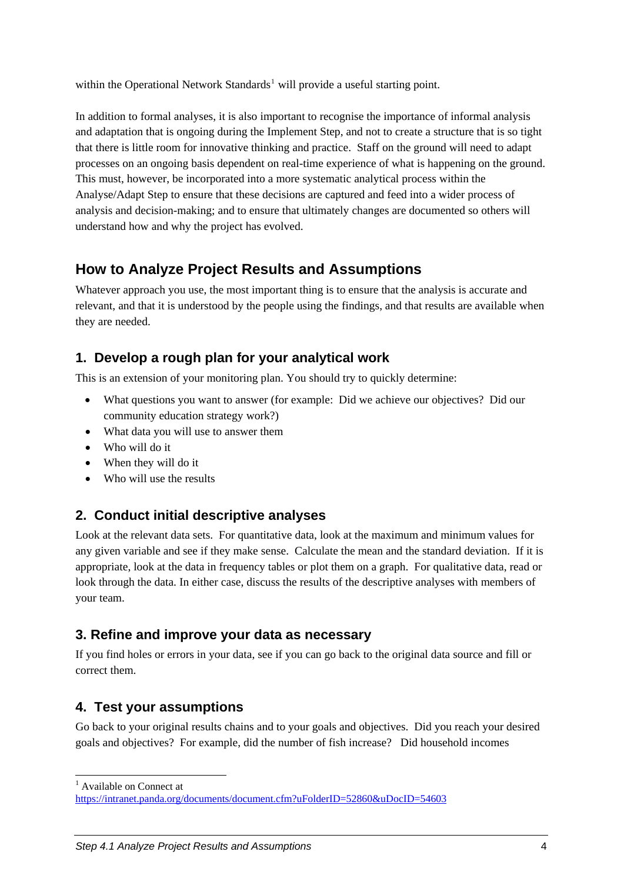within the Operational Network Standards[1] will provide a useful starting point.

In addition to formal analyses, it is also important to recognise the importance of informal analysis and adaptation that is ongoing during the Implement Step, and not to create a structure that is so tight that there is little room for innovative thinking and practice. Staff on the ground will need to adapt processes on an ongoing basis dependent on real-time experience of what is happening on the ground. This must, however, be incorporated into a more systematic analytical process within the Analyse/Adapt Step to ensure that these decisions are captured and feed into a wider process of analysis and decision-making; and to ensure that ultimately changes are documented so others will understand how and why the project has evolved.

## How to Analyze Project Results and Assumptions

Whatever approach you use, the most important thing is to ensure that the analysis is accurate and relevant, and that it is understood by the people using the findings, and that results are available when they are needed.

### 1. Develop a rough plan for your analytical work

This is an extension of your monitoring plan. You should try to quickly determine:

- What questions you want to answer (for example: Did we achieve our objectives? Did our community education strategy work?)
- What data you will use to answer them
- Who will do it
- When they will do it
- Who will use the results

### 2. Conduct initial descriptive analyses

Look at the relevant data sets. For quantitative data, look at the maximum and minimum values for any given variable and see if they make sense. Calculate the mean and the standard deviation. If it is appropriate, look at the data in frequency tables or plot them on a graph. For qualitative data, read or look through the data. In either case, discuss the results of the descriptive analyses with members of your team.

### 3. Refine and improve your data as necessary

If you find holes or errors in your data, see if you can go back to the original data source and fill or correct them.

### 4. Test your assumptions

Go back to your original results chains and to your goals and objectives. Did you reach your desired goals and objectives? For example, did the number of fish increase? Did household incomes

[1] Available on Connect at https://intranet.panda.org/documents/document.cfm?uFolderID=52860&uDocID=54603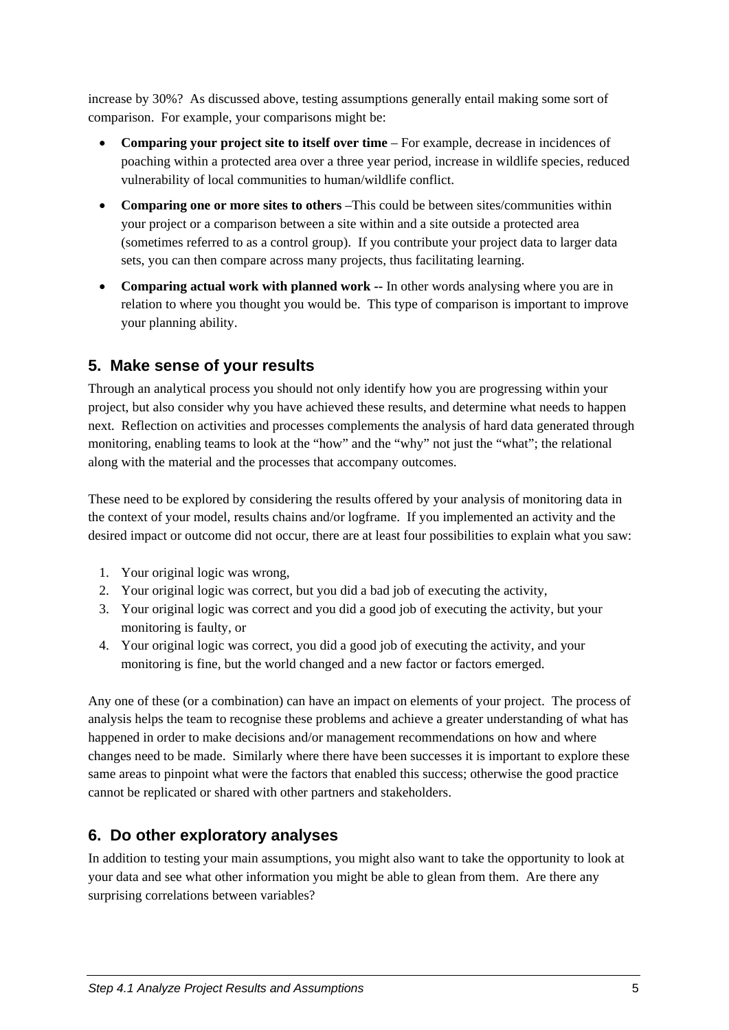increase by 30%? As discussed above, testing assumptions generally entail making some sort of comparison. For example, your comparisons might be:

- **Comparing your project site to itself over time** – For example, decrease in incidences of poaching within a protected area over a three year period, increase in wildlife species, reduced vulnerability of local communities to human/wildlife conflict.
- **Comparing one or more sites to others** –This could be between sites/communities within your project or a comparison between a site within and a site outside a protected area (sometimes referred to as a control group). If you contribute your project data to larger data sets, you can then compare across many projects, thus facilitating learning.
- **Comparing actual work with planned work --** In other words analysing where you are in relation to where you thought you would be. This type of comparison is important to improve your planning ability.

## 5. Make sense of your results

Through an analytical process you should not only identify how you are progressing within your project, but also consider why you have achieved these results, and determine what needs to happen next. Reflection on activities and processes complements the analysis of hard data generated through monitoring, enabling teams to look at the "how" and the "why" not just the "what"; the relational along with the material and the processes that accompany outcomes.

These need to be explored by considering the results offered by your analysis of monitoring data in the context of your model, results chains and/or logframe. If you implemented an activity and the desired impact or outcome did not occur, there are at least four possibilities to explain what you saw:

1. Your original logic was wrong,
2. Your original logic was correct, but you did a bad job of executing the activity,
3. Your original logic was correct and you did a good job of executing the activity, but your monitoring is faulty, or
4. Your original logic was correct, you did a good job of executing the activity, and your monitoring is fine, but the world changed and a new factor or factors emerged.

Any one of these (or a combination) can have an impact on elements of your project. The process of analysis helps the team to recognise these problems and achieve a greater understanding of what has happened in order to make decisions and/or management recommendations on how and where changes need to be made. Similarly where there have been successes it is important to explore these same areas to pinpoint what were the factors that enabled this success; otherwise the good practice cannot be replicated or shared with other partners and stakeholders.

## 6. Do other exploratory analyses

In addition to testing your main assumptions, you might also want to take the opportunity to look at your data and see what other information you might be able to glean from them. Are there any surprising correlations between variables?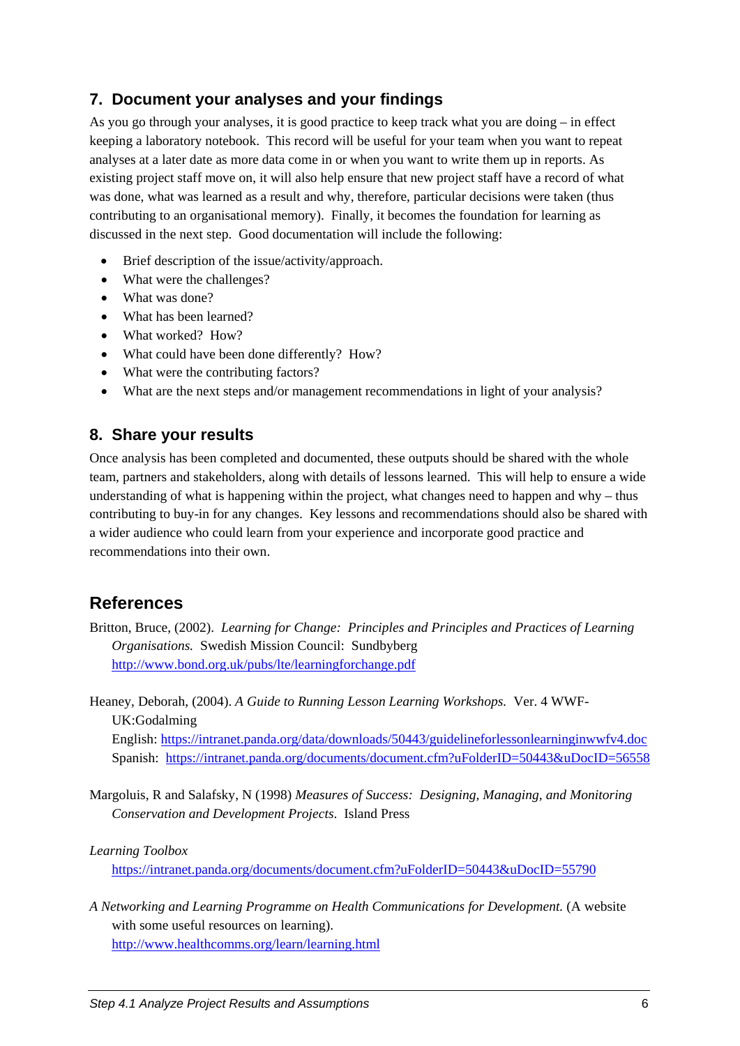## 7. Document your analyses and your findings

As you go through your analyses, it is good practice to keep track what you are doing – in effect keeping a laboratory notebook. This record will be useful for your team when you want to repeat analyses at a later date as more data come in or when you want to write them up in reports. As existing project staff move on, it will also help ensure that new project staff have a record of what was done, what was learned as a result and why, therefore, particular decisions were taken (thus contributing to an organisational memory). Finally, it becomes the foundation for learning as discussed in the next step. Good documentation will include the following:

- Brief description of the issue/activity/approach.
- What were the challenges?
- What was done?
- What has been learned?
- What worked? How?
- What could have been done differently? How?
- What were the contributing factors?
- What are the next steps and/or management recommendations in light of your analysis?

## 8. Share your results

Once analysis has been completed and documented, these outputs should be shared with the whole team, partners and stakeholders, along with details of lessons learned. This will help to ensure a wide understanding of what is happening within the project, what changes need to happen and why – thus contributing to buy-in for any changes. Key lessons and recommendations should also be shared with a wider audience who could learn from your experience and incorporate good practice and recommendations into their own.

## References

Britton, Bruce, (2002). *Learning for Change: Principles and Principles and Practices of Learning Organisations.* Swedish Mission Council: Sundbyberg
http://www.bond.org.uk/pubs/lte/learningforchange.pdf

Heaney, Deborah, (2004). *A Guide to Running Lesson Learning Workshops.* Ver. 4 WWF-UK:Godalming
English: https://intranet.panda.org/data/downloads/50443/guidelineforlessonlearninginwwfv4.doc
Spanish: https://intranet.panda.org/documents/document.cfm?uFolderID=50443&uDocID=56558

Margoluis, R and Salafsky, N (1998) *Measures of Success: Designing, Managing, and Monitoring Conservation and Development Projects.* Island Press

*Learning Toolbox*
https://intranet.panda.org/documents/document.cfm?uFolderID=50443&uDocID=55790

*A Networking and Learning Programme on Health Communications for Development.* (A website with some useful resources on learning).
http://www.healthcomms.org/learn/learning.html